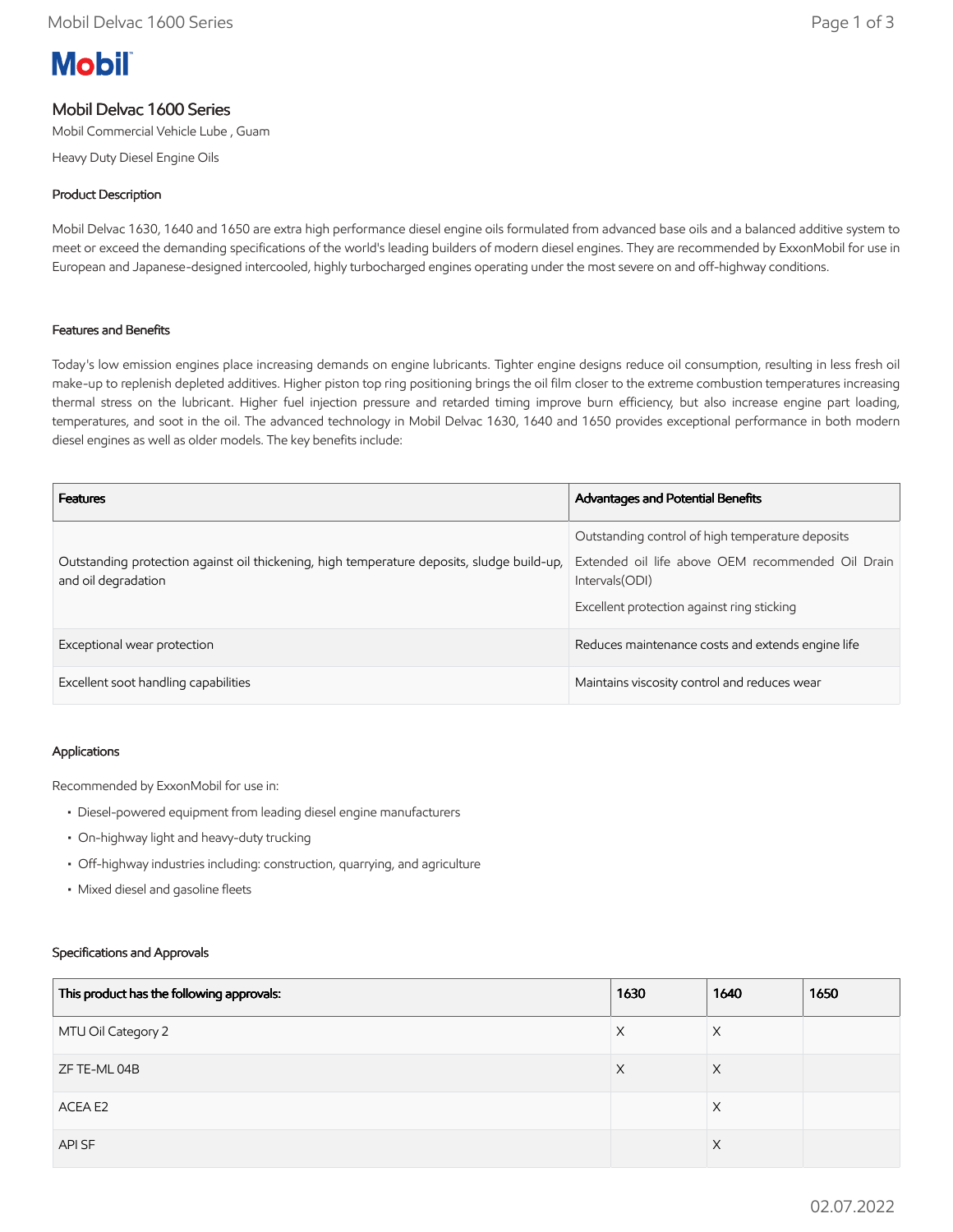**Mobil**

# Mobil Delvac 1600 Series

Mobil Commercial Vehicle Lube , Guam

Heavy Duty Diesel Engine Oils

## Product Description

Mobil Delvac 1630, 1640 and 1650 are extra high performance diesel engine oils formulated from advanced base oils and a balanced additive system to meet or exceed the demanding specifications of the world's leading builders of modern diesel engines. They are recommended by ExxonMobil for use in European and Japanese-designed intercooled, highly turbocharged engines operating under the most severe on and off-highway conditions.

## Features and Benefits

Today's low emission engines place increasing demands on engine lubricants. Tighter engine designs reduce oil consumption, resulting in less fresh oil make-up to replenish depleted additives. Higher piston top ring positioning brings the oil film closer to the extreme combustion temperatures increasing thermal stress on the lubricant. Higher fuel injection pressure and retarded timing improve burn efficiency, but also increase engine part loading, temperatures, and soot in the oil. The advanced technology in Mobil Delvac 1630, 1640 and 1650 provides exceptional performance in both modern diesel engines as well as older models. The key benefits include:

| Features | Advantages and Potential Benefits |
| --- | --- |
| Outstanding protection against oil thickening, high temperature deposits, sludge build-up, and oil degradation | Outstanding control of high temperature deposits<br>Extended oil life above OEM recommended Oil Drain Intervals(ODI)<br>Excellent protection against ring sticking |
| Exceptional wear protection | Reduces maintenance costs and extends engine life |
| Excellent soot handling capabilities | Maintains viscosity control and reduces wear |

## Applications

Recommended by ExxonMobil for use in:

- Diesel-powered equipment from leading diesel engine manufacturers
- On-highway light and heavy-duty trucking
- Off-highway industries including: construction, quarrying, and agriculture
- Mixed diesel and gasoline fleets

## Specifications and Approvals

| This product has the following approvals: | 1630 | 1640 | 1650 |
| --- | --- | --- | --- |
| MTU Oil Category 2 | X | X | |
| ZF TE-ML 04B | X | X | |
| ACEA E2 | | X | |
| API SF | | X | |

02.07.2022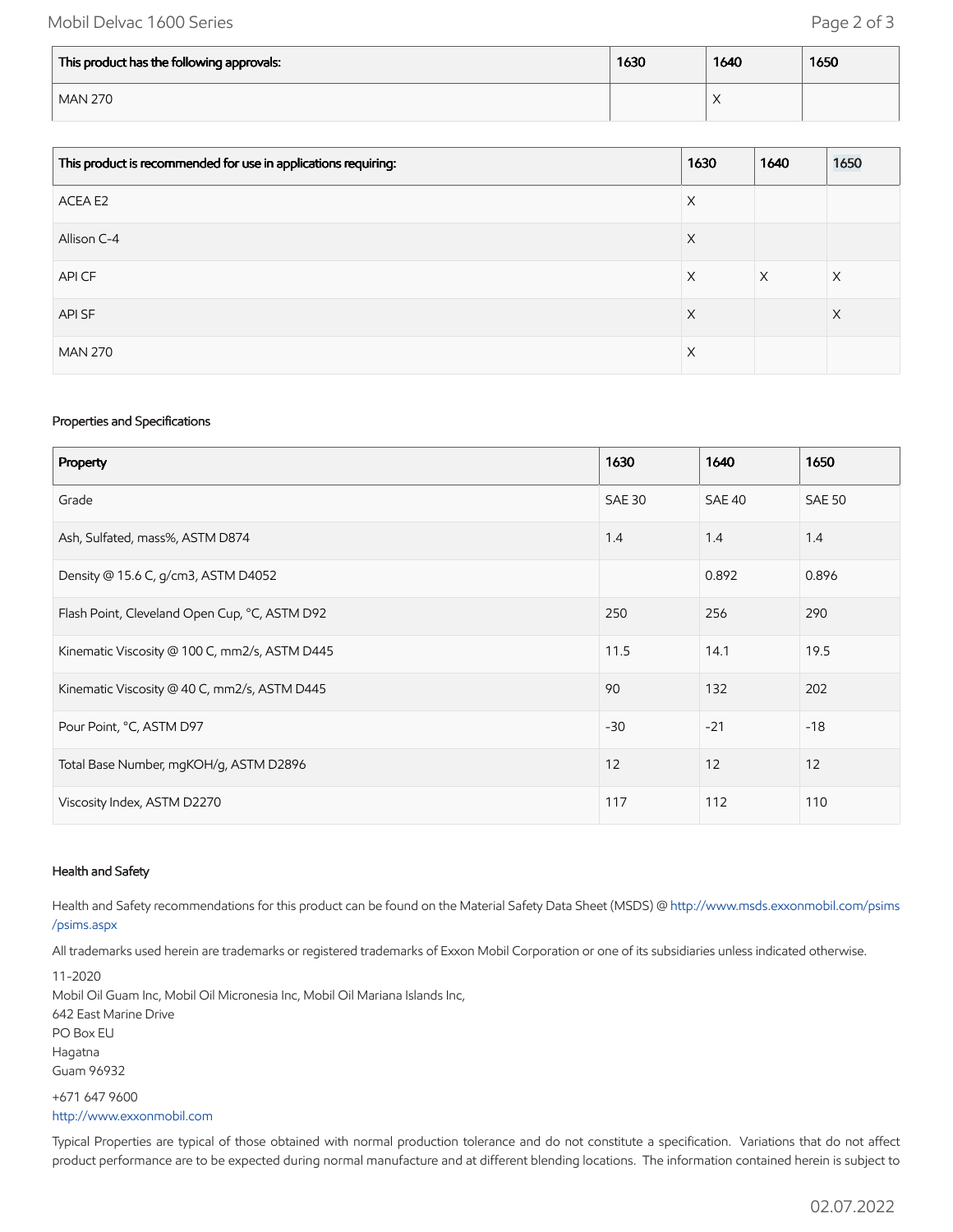| This product has the following approvals: | 1630 | 1640 | 1650 |
| --- | --- | --- | --- |
| MAN 270 | | X | |

| This product is recommended for use in applications requiring: | 1630 | 1640 | 1650 |
| --- | --- | --- | --- |
| ACEA E2 | X | | |
| Allison C-4 | X | | |
| API CF | X | X | X |
| API SF | X | | X |
| MAN 270 | X | | |

### Properties and Specifications

| Property | 1630 | 1640 | 1650 |
| --- | --- | --- | --- |
| Grade | SAE 30 | SAE 40 | SAE 50 |
| Ash, Sulfated, mass%, ASTM D874 | 1.4 | 1.4 | 1.4 |
| Density @ 15.6 C, g/cm3, ASTM D4052 | | 0.892 | 0.896 |
| Flash Point, Cleveland Open Cup, °C, ASTM D92 | 250 | 256 | 290 |
| Kinematic Viscosity @ 100 C, mm2/s, ASTM D445 | 11.5 | 14.1 | 19.5 |
| Kinematic Viscosity @ 40 C, mm2/s, ASTM D445 | 90 | 132 | 202 |
| Pour Point, °C, ASTM D97 | -30 | -21 | -18 |
| Total Base Number, mgKOH/g, ASTM D2896 | 12 | 12 | 12 |
| Viscosity Index, ASTM D2270 | 117 | 112 | 110 |

### Health and Safety

Health and Safety recommendations for this product can be found on the Material Safety Data Sheet (MSDS) @ http://www.msds.exxonmobil.com/psims/psims.aspx

All trademarks used herein are trademarks or registered trademarks of Exxon Mobil Corporation or one of its subsidiaries unless indicated otherwise.

11-2020
Mobil Oil Guam Inc, Mobil Oil Micronesia Inc, Mobil Oil Mariana Islands Inc,
642 East Marine Drive
PO Box EU
Hagatna
Guam 96932

+671 647 9600
http://www.exxonmobil.com

Typical Properties are typical of those obtained with normal production tolerance and do not constitute a specification. Variations that do not affect product performance are to be expected during normal manufacture and at different blending locations. The information contained herein is subject to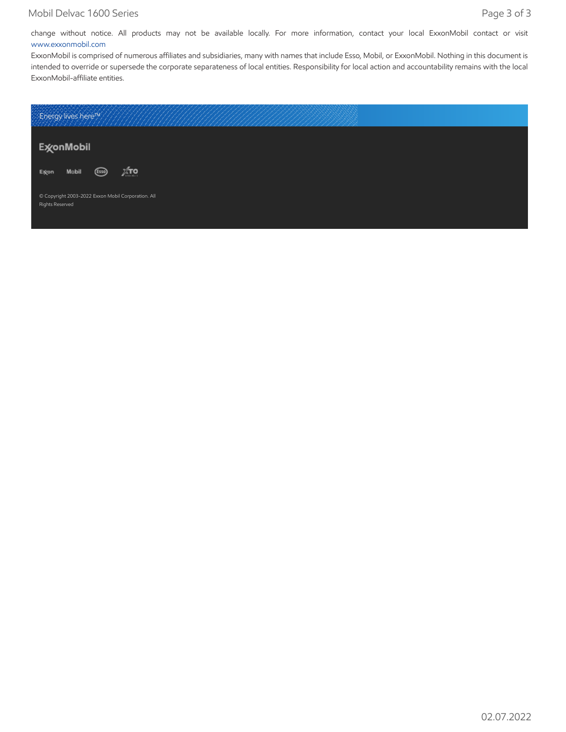change without notice. All products may not be available locally. For more information, contact your local ExxonMobil contact or visit www.exxonmobil.com

ExxonMobil is comprised of numerous affiliates and subsidiaries, many with names that include Esso, Mobil, or ExxonMobil. Nothing in this document is intended to override or supersede the corporate separateness of local entities. Responsibility for local action and accountability remains with the local ExxonMobil-affiliate entities.

Energy lives here™

ExxonMobil

Exxon Mobil Esso XTO

© Copyright 2003-2022 Exxon Mobil Corporation. All Rights Reserved

02.07.2022